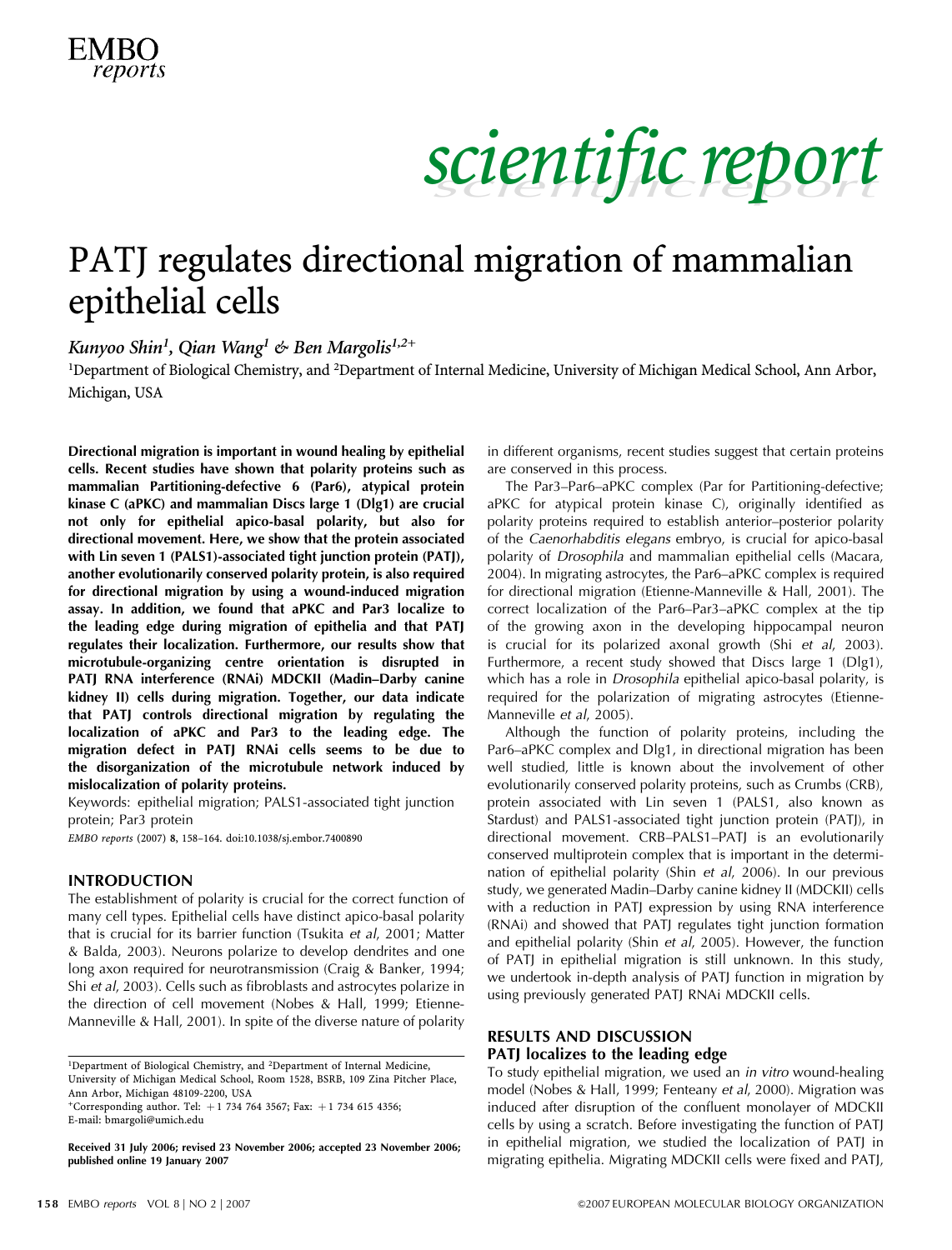# PATJ regulates directional migration of mammalian epithelial cells

*Kunyoo Shin[1], Qian Wang[1] & Ben Margolis[1,2+]*

[1]Department of Biological Chemistry, and [2]Department of Internal Medicine, University of Michigan Medical School, Ann Arbor, Michigan, USA

**Directional migration is important in wound healing by epithelial cells. Recent studies have shown that polarity proteins such as mammalian Partitioning-defective 6 (Par6), atypical protein kinase C (aPKC) and mammalian Discs large 1 (Dlg1) are crucial not only for epithelial apico-basal polarity, but also for directional movement. Here, we show that the protein associated with Lin seven 1 (PALS1)-associated tight junction protein (PATJ), another evolutionarily conserved polarity protein, is also required for directional migration by using a wound-induced migration assay. In addition, we found that aPKC and Par3 localize to the leading edge during migration of epithelia and that PATJ regulates their localization. Furthermore, our results show that microtubule-organizing centre orientation is disrupted in PATJ RNA interference (RNAi) MDCKII (Madin–Darby canine kidney II) cells during migration. Together, our data indicate that PATJ controls directional migration by regulating the localization of aPKC and Par3 to the leading edge. The migration defect in PATJ RNAi cells seems to be due to the disorganization of the microtubule network induced by mislocalization of polarity proteins.**

Keywords: epithelial migration; PALS1-associated tight junction protein; Par3 protein

*EMBO reports* (2007) **8**, 158–164. doi:10.1038/sj.embor.7400890

## INTRODUCTION

The establishment of polarity is crucial for the correct function of many cell types. Epithelial cells have distinct apico-basal polarity that is crucial for its barrier function (Tsukita *et al*, 2001; Matter & Balda, 2003). Neurons polarize to develop dendrites and one long axon required for neurotransmission (Craig & Banker, 1994; Shi *et al*, 2003). Cells such as fibroblasts and astrocytes polarize in the direction of cell movement (Nobes & Hall, 1999; Etienne-Manneville & Hall, 2001). In spite of the diverse nature of polarity in different organisms, recent studies suggest that certain proteins are conserved in this process.

The Par3–Par6–aPKC complex (Par for Partitioning-defective; aPKC for atypical protein kinase C), originally identified as polarity proteins required to establish anterior–posterior polarity of the *Caenorhabditis elegans* embryo, is crucial for apico-basal polarity of *Drosophila* and mammalian epithelial cells (Macara, 2004). In migrating astrocytes, the Par6–aPKC complex is required for directional migration (Etienne-Manneville & Hall, 2001). The correct localization of the Par6–Par3–aPKC complex at the tip of the growing axon in the developing hippocampal neuron is crucial for its polarized axonal growth (Shi *et al*, 2003). Furthermore, a recent study showed that Discs large 1 (Dlg1), which has a role in *Drosophila* epithelial apico-basal polarity, is required for the polarization of migrating astrocytes (Etienne-Manneville *et al*, 2005).

Although the function of polarity proteins, including the Par6–aPKC complex and Dlg1, in directional migration has been well studied, little is known about the involvement of other evolutionarily conserved polarity proteins, such as Crumbs (CRB), protein associated with Lin seven 1 (PALS1, also known as Stardust) and PALS1-associated tight junction protein (PATJ), in directional movement. CRB–PALS1–PATJ is an evolutionarily conserved multiprotein complex that is important in the determination of epithelial polarity (Shin *et al*, 2006). In our previous study, we generated Madin–Darby canine kidney II (MDCKII) cells with a reduction in PATJ expression by using RNA interference (RNAi) and showed that PATJ regulates tight junction formation and epithelial polarity (Shin *et al*, 2005). However, the function of PATJ in epithelial migration is still unknown. In this study, we undertook in-depth analysis of PATJ function in migration by using previously generated PATJ RNAi MDCKII cells.

## RESULTS AND DISCUSSION

### PATJ localizes to the leading edge

To study epithelial migration, we used an *in vitro* wound-healing model (Nobes & Hall, 1999; Fenteany *et al*, 2000). Migration was induced after disruption of the confluent monolayer of MDCKII cells by using a scratch. Before investigating the function of PATJ in epithelial migration, we studied the localization of PATJ in migrating epithelia. Migrating MDCKII cells were fixed and PATJ,

---

[1]Department of Biological Chemistry, and [2]Department of Internal Medicine, University of Michigan Medical School, Room 1528, BSRB, 109 Zina Pitcher Place, Ann Arbor, Michigan 48109-2200, USA

+Corresponding author. Tel: +1 734 764 3567; Fax: +1 734 615 4356; E-mail: bmargoli@umich.edu

Received 31 July 2006; revised 23 November 2006; accepted 23 November 2006; published online 19 January 2007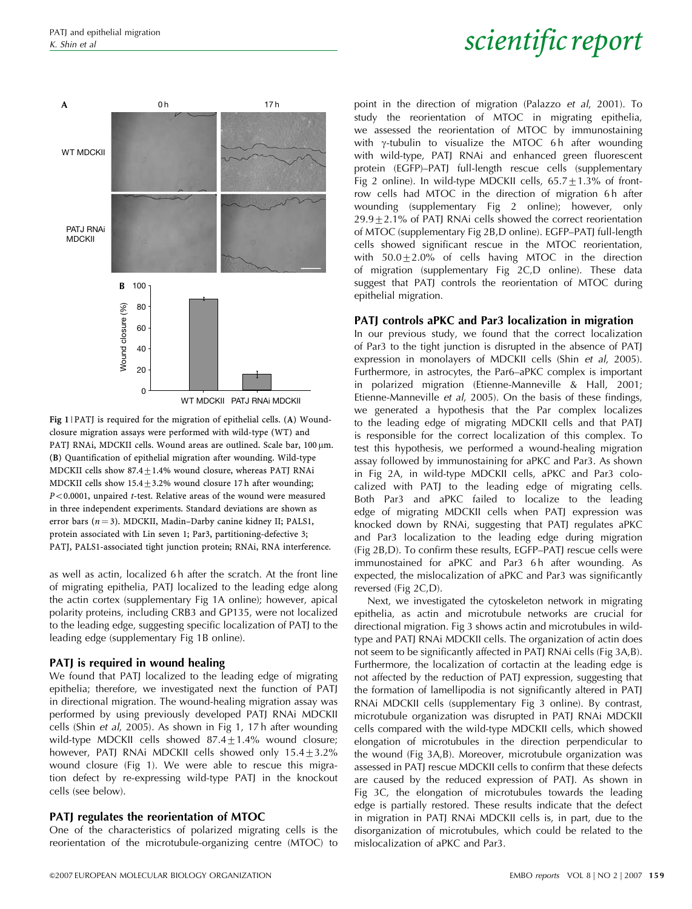Fig 1 | PATJ is required for the migration of epithelial cells. (A) Wound-closure migration assays were performed with wild-type (WT) and PATJ RNAi, MDCKII cells. Wound areas are outlined. Scale bar, 100 μm. (B) Quantification of epithelial migration after wounding. Wild-type MDCKII cells show 87.4 ± 1.4% wound closure, whereas PATJ RNAi MDCKII cells show 15.4 ± 3.2% wound closure 17 h after wounding; $P < 0.0001$, unpaired $t$-test. Relative areas of the wound were measured in three independent experiments. Standard deviations are shown as error bars ($n = 3$). MDCKII, Madin–Darby canine kidney II; PALS1, protein associated with Lin seven 1; Par3, partitioning-defective 3; PATJ, PALS1-associated tight junction protein; RNAi, RNA interference.

as well as actin, localized 6 h after the scratch. At the front line of migrating epithelia, PATJ localized to the leading edge along the actin cortex (supplementary Fig 1A online); however, apical polarity proteins, including CRB3 and GP135, were not localized to the leading edge, suggesting specific localization of PATJ to the leading edge (supplementary Fig 1B online).

## PATJ is required in wound healing

We found that PATJ localized to the leading edge of migrating epithelia; therefore, we investigated next the function of PATJ in directional migration. The wound-healing migration assay was performed by using previously developed PATJ RNAi MDCKII cells (Shin *et al*, 2005). As shown in Fig 1, 17 h after wounding wild-type MDCKII cells showed 87.4 ± 1.4% wound closure; however, PATJ RNAi MDCKII cells showed only 15.4 ± 3.2% wound closure (Fig 1). We were able to rescue this migration defect by re-expressing wild-type PATJ in the knockout cells (see below).

## PATJ regulates the reorientation of MTOC

One of the characteristics of polarized migrating cells is the reorientation of the microtubule-organizing centre (MTOC) to point in the direction of migration (Palazzo *et al*, 2001). To study the reorientation of MTOC in migrating epithelia, we assessed the reorientation of MTOC by immunostaining with γ-tubulin to visualize the MTOC 6 h after wounding with wild-type, PATJ RNAi and enhanced green fluorescent protein (EGFP)–PATJ full-length rescue cells (supplementary Fig 2 online). In wild-type MDCKII cells, 65.7 ± 1.3% of front-row cells had MTOC in the direction of migration 6 h after wounding (supplementary Fig 2 online); however, only 29.9 ± 2.1% of PATJ RNAi cells showed the correct reorientation of MTOC (supplementary Fig 2B,D online). EGFP–PATJ full-length cells showed significant rescue in the MTOC reorientation, with 50.0 ± 2.0% of cells having MTOC in the direction of migration (supplementary Fig 2C,D online). These data suggest that PATJ controls the reorientation of MTOC during epithelial migration.

## PATJ controls aPKC and Par3 localization in migration

In our previous study, we found that the correct localization of Par3 to the tight junction is disrupted in the absence of PATJ expression in monolayers of MDCKII cells (Shin *et al*, 2005). Furthermore, in astrocytes, the Par6–aPKC complex is important in polarized migration (Etienne-Manneville & Hall, 2001; Etienne-Manneville *et al*, 2005). On the basis of these findings, we generated a hypothesis that the Par complex localizes to the leading edge of migrating MDCKII cells and that PATJ is responsible for the correct localization of this complex. To test this hypothesis, we performed a wound-healing migration assay followed by immunostaining for aPKC and Par3. As shown in Fig 2A, in wild-type MDCKII cells, aPKC and Par3 colocalized with PATJ to the leading edge of migrating cells. Both Par3 and aPKC failed to localize to the leading edge of migrating MDCKII cells when PATJ expression was knocked down by RNAi, suggesting that PATJ regulates aPKC and Par3 localization to the leading edge during migration (Fig 2B,D). To confirm these results, EGFP–PATJ rescue cells were immunostained for aPKC and Par3 6 h after wounding. As expected, the mislocalization of aPKC and Par3 was significantly reversed (Fig 2C,D).

Next, we investigated the cytoskeleton network in migrating epithelia, as actin and microtubule networks are crucial for directional migration. Fig 3 shows actin and microtubules in wild-type and PATJ RNAi MDCKII cells. The organization of actin does not seem to be significantly affected in PATJ RNAi cells (Fig 3A,B). Furthermore, the localization of cortactin at the leading edge is not affected by the reduction of PATJ expression, suggesting that the formation of lamellipodia is not significantly altered in PATJ RNAi MDCKII cells (supplementary Fig 3 online). By contrast, microtubule organization was disrupted in PATJ RNAi MDCKII cells compared with the wild-type MDCKII cells, which showed elongation of microtubules in the direction perpendicular to the wound (Fig 3A,B). Moreover, microtubule organization was assessed in PATJ rescue MDCKII cells to confirm that these defects are caused by the reduced expression of PATJ. As shown in Fig 3C, the elongation of microtubules towards the leading edge is partially restored. These results indicate that the defect in migration in PATJ RNAi MDCKII cells is, in part, due to the disorganization of microtubules, which could be related to the mislocalization of aPKC and Par3.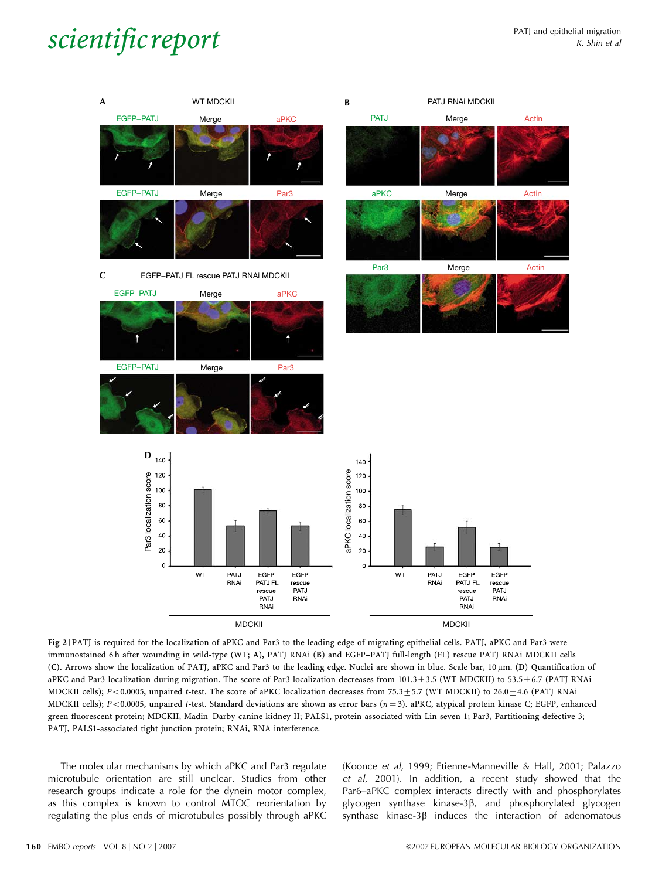**Fig 2** | PATJ is required for the localization of aPKC and Par3 to the leading edge of migrating epithelial cells. PATJ, aPKC and Par3 were immunostained 6 h after wounding in wild-type (WT; **A**), PATJ RNAi (**B**) and EGFP–PATJ full-length (FL) rescue PATJ RNAi MDCKII cells (**C**). Arrows show the localization of PATJ, aPKC and Par3 to the leading edge. Nuclei are shown in blue. Scale bar, 10 μm. (**D**) Quantification of aPKC and Par3 localization during migration. The score of Par3 localization decreases from 101.3 ± 3.5 (WT MDCKII) to 53.5 ± 6.7 (PATJ RNAi MDCKII cells); $P < 0.0005$, unpaired *t*-test. The score of aPKC localization decreases from 75.3 ± 5.7 (WT MDCKII) to 26.0 ± 4.6 (PATJ RNAi MDCKII cells); $P < 0.0005$, unpaired *t*-test. Standard deviations are shown as error bars ($n = 3$). aPKC, atypical protein kinase C; EGFP, enhanced green fluorescent protein; MDCKII, Madin–Darby canine kidney II; PALS1, protein associated with Lin seven 1; Par3, Partitioning-defective 3; PATJ, PALS1-associated tight junction protein; RNAi, RNA interference.

The molecular mechanisms by which aPKC and Par3 regulate microtubule orientation are still unclear. Studies from other research groups indicate a role for the dynein motor complex, as this complex is known to control MTOC reorientation by regulating the plus ends of microtubules possibly through aPKC (Koonce *et al*, 1999; Etienne-Manneville & Hall, 2001; Palazzo *et al*, 2001). In addition, a recent study showed that the Par6–aPKC complex interacts directly with and phosphorylates glycogen synthase kinase-3β, and phosphorylated glycogen synthase kinase-3β induces the interaction of adenomatous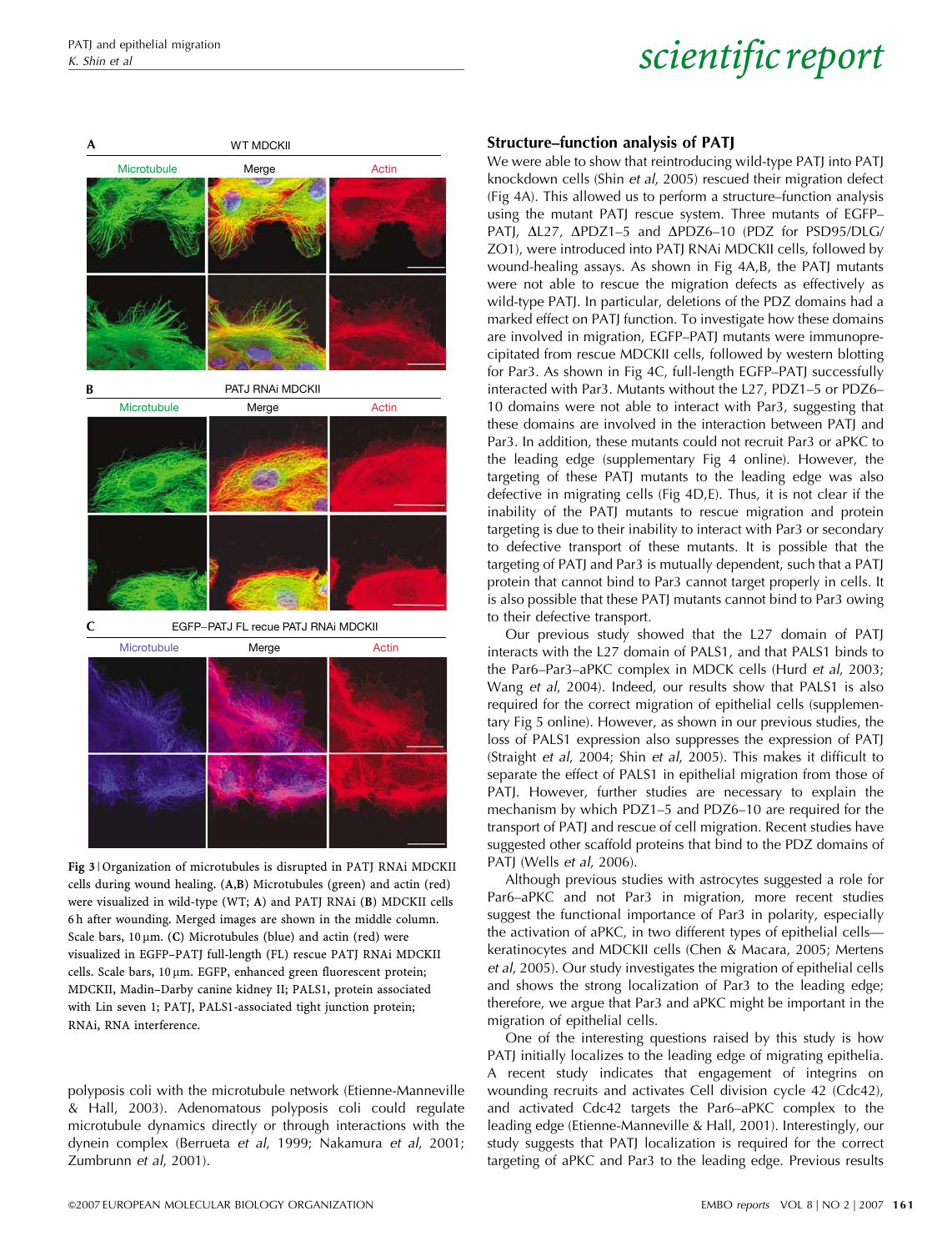Fig 3 | Organization of microtubules is disrupted in PATJ RNAi MDCKII cells during wound healing. (A,B) Microtubules (green) and actin (red) were visualized in wild-type (WT; A) and PATJ RNAi (B) MDCKII cells 6 h after wounding. Merged images are shown in the middle column. Scale bars, 10 μm. (C) Microtubules (blue) and actin (red) were visualized in EGFP–PATJ full-length (FL) rescue PATJ RNAi MDCKII cells. Scale bars, 10 μm. EGFP, enhanced green fluorescent protein; MDCKII, Madin–Darby canine kidney II; PALS1, protein associated with Lin seven 1; PATJ, PALS1-associated tight junction protein; RNAi, RNA interference.

polyposis coli with the microtubule network (Etienne-Manneville & Hall, 2003). Adenomatous polyposis coli could regulate microtubule dynamics directly or through interactions with the dynein complex (Berrueta *et al*, 1999; Nakamura *et al*, 2001; Zumbrunn *et al*, 2001).

### Structure–function analysis of PATJ

We were able to show that reintroducing wild-type PATJ into PATJ knockdown cells (Shin *et al*, 2005) rescued their migration defect (Fig 4A). This allowed us to perform a structure–function analysis using the mutant PATJ rescue system. Three mutants of EGFP–PATJ, ΔL27, ΔPDZ1–5 and ΔPDZ6–10 (PDZ for PSD95/DLG/ZO1), were introduced into PATJ RNAi MDCKII cells, followed by wound-healing assays. As shown in Fig 4A,B, the PATJ mutants were not able to rescue the migration defects as effectively as wild-type PATJ. In particular, deletions of the PDZ domains had a marked effect on PATJ function. To investigate how these domains are involved in migration, EGFP–PATJ mutants were immunoprecipitated from rescue MDCKII cells, followed by western blotting for Par3. As shown in Fig 4C, full-length EGFP–PATJ successfully interacted with Par3. Mutants without the L27, PDZ1–5 or PDZ6–10 domains were not able to interact with Par3, suggesting that these domains are involved in the interaction between PATJ and Par3. In addition, these mutants could not recruit Par3 or aPKC to the leading edge (supplementary Fig 4 online). However, the targeting of these PATJ mutants to the leading edge was also defective in migrating cells (Fig 4D,E). Thus, it is not clear if the inability of the PATJ mutants to rescue migration and protein targeting is due to their inability to interact with Par3 or secondary to defective transport of these mutants. It is possible that the targeting of PATJ and Par3 is mutually dependent, such that a PATJ protein that cannot bind to Par3 cannot target properly in cells. It is also possible that these PATJ mutants cannot bind to Par3 owing to their defective transport.

Our previous study showed that the L27 domain of PATJ interacts with the L27 domain of PALS1, and that PALS1 binds to the Par6–Par3–aPKC complex in MDCK cells (Hurd *et al*, 2003; Wang *et al*, 2004). Indeed, our results show that PALS1 is also required for the correct migration of epithelial cells (supplementary Fig 5 online). However, as shown in our previous studies, the loss of PALS1 expression also suppresses the expression of PATJ (Straight *et al*, 2004; Shin *et al*, 2005). This makes it difficult to separate the effect of PALS1 in epithelial migration from those of PATJ. However, further studies are necessary to explain the mechanism by which PDZ1–5 and PDZ6–10 are required for the transport of PATJ and rescue of cell migration. Recent studies have suggested other scaffold proteins that bind to the PDZ domains of PATJ (Wells *et al*, 2006).

Although previous studies with astrocytes suggested a role for Par6–aPKC and not Par3 in migration, more recent studies suggest the functional importance of Par3 in polarity, especially the activation of aPKC, in two different types of epithelial cells—keratinocytes and MDCKII cells (Chen & Macara, 2005; Mertens *et al*, 2005). Our study investigates the migration of epithelial cells and shows the strong localization of Par3 to the leading edge; therefore, we argue that Par3 and aPKC might be important in the migration of epithelial cells.

One of the interesting questions raised by this study is how PATJ initially localizes to the leading edge of migrating epithelia. A recent study indicates that engagement of integrins on wounding recruits and activates Cell division cycle 42 (Cdc42), and activated Cdc42 targets the Par6–aPKC complex to the leading edge (Etienne-Manneville & Hall, 2001). Interestingly, our study suggests that PATJ localization is required for the correct targeting of aPKC and Par3 to the leading edge. Previous results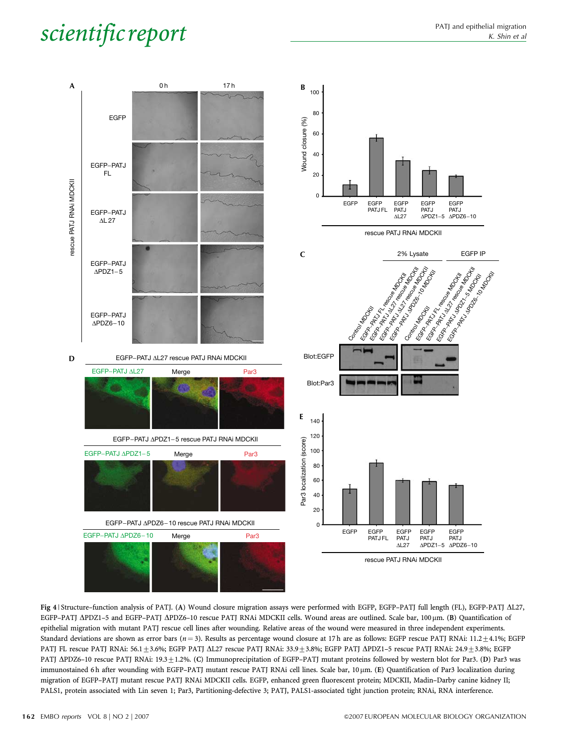**Fig 4** | Structure–function analysis of PATJ. (**A**) Wound closure migration assays were performed with EGFP, EGFP–PATJ full length (FL), EGFP-PATJ ΔL27, EGFP–PATJ ΔPDZ1–5 and EGFP–PATJ ΔPDZ6–10 rescue PATJ RNAi MDCKII cells. Wound areas are outlined. Scale bar, 100 μm. (**B**) Quantification of epithelial migration with mutant PATJ rescue cell lines after wounding. Relative areas of the wound were measured in three independent experiments. Standard deviations are shown as error bars ($n = 3$). Results as percentage wound closure at 17 h are as follows: EGFP rescue PATJ RNAi: $11.2 \pm 4.1\%$; EGFP PATJ FL rescue PATJ RNAi: $56.1 \pm 3.6\%$; EGFP PATJ ΔL27 rescue PATJ RNAi: $33.9 \pm 3.8\%$; EGFP PATJ ΔPDZ1–5 rescue PATJ RNAi: $24.9 \pm 3.8\%$; EGFP PATJ ΔPDZ6–10 rescue PATJ RNAi: $19.3 \pm 1.2\%$. (**C**) Immunoprecipitation of EGFP–PATJ mutant proteins followed by western blot for Par3. (**D**) Par3 was immunostained 6 h after wounding with EGFP–PATJ mutant rescue PATJ RNAi cell lines. Scale bar, 10 μm. (**E**) Quantification of Par3 localization during migration of EGFP–PATJ mutant rescue PATJ RNAi MDCKII cells. EGFP, enhanced green fluorescent protein; MDCKII, Madin–Darby canine kidney II; PALS1, protein associated with Lin seven 1; Par3, Partitioning-defective 3; PATJ, PALS1-associated tight junction protein; RNAi, RNA interference.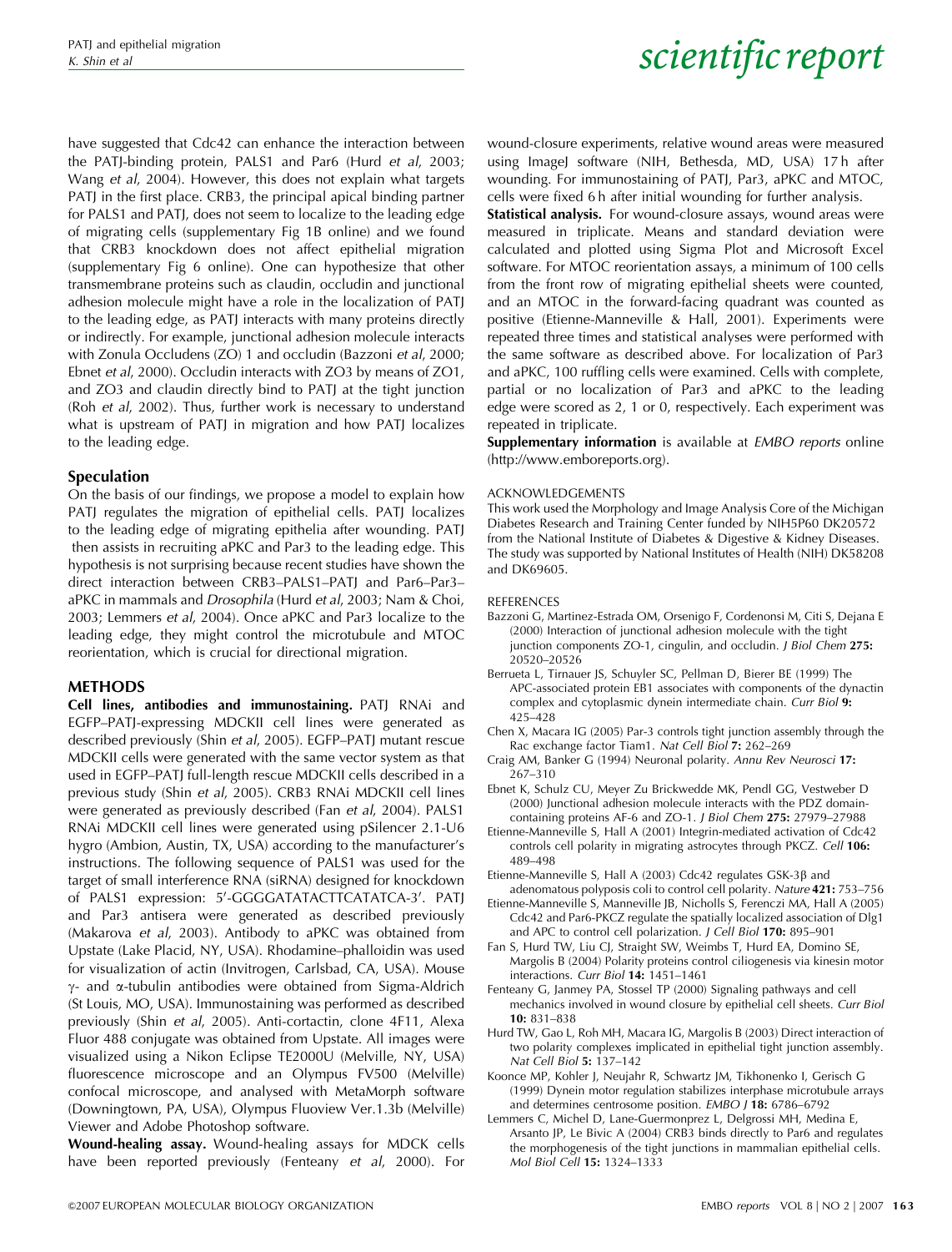have suggested that Cdc42 can enhance the interaction between the PATJ-binding protein, PALS1 and Par6 (Hurd *et al*, 2003; Wang *et al*, 2004). However, this does not explain what targets PATJ in the first place. CRB3, the principal apical binding partner for PALS1 and PATJ, does not seem to localize to the leading edge of migrating cells (supplementary Fig 1B online) and we found that CRB3 knockdown does not affect epithelial migration (supplementary Fig 6 online). One can hypothesize that other transmembrane proteins such as claudin, occludin and junctional adhesion molecule might have a role in the localization of PATJ to the leading edge, as PATJ interacts with many proteins directly or indirectly. For example, junctional adhesion molecule interacts with Zonula Occludens (ZO) 1 and occludin (Bazzoni *et al*, 2000; Ebnet *et al*, 2000). Occludin interacts with ZO3 by means of ZO1, and ZO3 and claudin directly bind to PATJ at the tight junction (Roh *et al*, 2002). Thus, further work is necessary to understand what is upstream of PATJ in migration and how PATJ localizes to the leading edge.

### Speculation

On the basis of our findings, we propose a model to explain how PATJ regulates the migration of epithelial cells. PATJ localizes to the leading edge of migrating epithelia after wounding. PATJ then assists in recruiting aPKC and Par3 to the leading edge. This hypothesis is not surprising because recent studies have shown the direct interaction between CRB3–PALS1–PATJ and Par6–Par3–aPKC in mammals and *Drosophila* (Hurd *et al*, 2003; Nam & Choi, 2003; Lemmers *et al*, 2004). Once aPKC and Par3 localize to the leading edge, they might control the microtubule and MTOC reorientation, which is crucial for directional migration.

## METHODS

**Cell lines, antibodies and immunostaining.** PATJ RNAi and EGFP–PATJ-expressing MDCKII cell lines were generated as described previously (Shin *et al*, 2005). EGFP–PATJ mutant rescue MDCKII cells were generated with the same vector system as that used in EGFP–PATJ full-length rescue MDCKII cells described in a previous study (Shin *et al*, 2005). CRB3 RNAi MDCKII cell lines were generated as previously described (Fan *et al*, 2004). PALS1 RNAi MDCKII cell lines were generated using pSilencer 2.1-U6 hygro (Ambion, Austin, TX, USA) according to the manufacturer's instructions. The following sequence of PALS1 was used for the target of small interference RNA (siRNA) designed for knockdown of PALS1 expression: 5′-GGGGATATACTTCATATCA-3′. PATJ and Par3 antisera were generated as described previously (Makarova *et al*, 2003). Antibody to aPKC was obtained from Upstate (Lake Placid, NY, USA). Rhodamine–phalloidin was used for visualization of actin (Invitrogen, Carlsbad, CA, USA). Mouse γ- and α-tubulin antibodies were obtained from Sigma-Aldrich (St Louis, MO, USA). Immunostaining was performed as described previously (Shin *et al*, 2005). Anti-cortactin, clone 4F11, Alexa Fluor 488 conjugate was obtained from Upstate. All images were visualized using a Nikon Eclipse TE2000U (Melville, NY, USA) fluorescence microscope and an Olympus FV500 (Melville) confocal microscope, and analysed with MetaMorph software (Downingtown, PA, USA), Olympus Fluoview Ver.1.3b (Melville) Viewer and Adobe Photoshop software.

**Wound-healing assay.** Wound-healing assays for MDCK cells have been reported previously (Fenteany *et al*, 2000). For wound-closure experiments, relative wound areas were measured using ImageJ software (NIH, Bethesda, MD, USA) 17 h after wounding. For immunostaining of PATJ, Par3, aPKC and MTOC, cells were fixed 6 h after initial wounding for further analysis.

**Statistical analysis.** For wound-closure assays, wound areas were measured in triplicate. Means and standard deviation were calculated and plotted using Sigma Plot and Microsoft Excel software. For MTOC reorientation assays, a minimum of 100 cells from the front row of migrating epithelial sheets were counted, and an MTOC in the forward-facing quadrant was counted as positive (Etienne-Manneville & Hall, 2001). Experiments were repeated three times and statistical analyses were performed with the same software as described above. For localization of Par3 and aPKC, 100 ruffling cells were examined. Cells with complete, partial or no localization of Par3 and aPKC to the leading edge were scored as 2, 1 or 0, respectively. Each experiment was repeated in triplicate.

**Supplementary information** is available at *EMBO reports* online (http://www.emboreports.org).

ACKNOWLEDGEMENTS

This work used the Morphology and Image Analysis Core of the Michigan Diabetes Research and Training Center funded by NIH5P60 DK20572 from the National Institute of Diabetes & Digestive & Kidney Diseases. The study was supported by National Institutes of Health (NIH) DK58208 and DK69605.

REFERENCES

Bazzoni G, Martinez-Estrada OM, Orsenigo F, Cordenonsi M, Citi S, Dejana E (2000) Interaction of junctional adhesion molecule with the tight junction components ZO-1, cingulin, and occludin. *J Biol Chem* **275:** 20520–20526

Berrueta L, Tirnauer JS, Schuyler SC, Pellman D, Bierer BE (1999) The APC-associated protein EB1 associates with components of the dynactin complex and cytoplasmic dynein intermediate chain. *Curr Biol* **9:** 425–428

Chen X, Macara IG (2005) Par-3 controls tight junction assembly through the Rac exchange factor Tiam1. *Nat Cell Biol* **7:** 262–269

Craig AM, Banker G (1994) Neuronal polarity. *Annu Rev Neurosci* **17:** 267–310

Ebnet K, Schulz CU, Meyer Zu Brickwedde MK, Pendl GG, Vestweber D (2000) Junctional adhesion molecule interacts with the PDZ domain-containing proteins AF-6 and ZO-1. *J Biol Chem* **275:** 27979–27988

Etienne-Manneville S, Hall A (2001) Integrin-mediated activation of Cdc42 controls cell polarity in migrating astrocytes through PKCZ. *Cell* **106:** 489–498

Etienne-Manneville S, Hall A (2003) Cdc42 regulates GSK-3β and adenomatous polyposis coli to control cell polarity. *Nature* **421:** 753–756

Etienne-Manneville S, Manneville JB, Nicholls S, Ferenczi MA, Hall A (2005) Cdc42 and Par6-PKCZ regulate the spatially localized association of Dlg1 and APC to control cell polarization. *J Cell Biol* **170:** 895–901

Fan S, Hurd TW, Liu CJ, Straight SW, Weimbs T, Hurd EA, Domino SE, Margolis B (2004) Polarity proteins control ciliogenesis via kinesin motor interactions. *Curr Biol* **14:** 1451–1461

Fenteany G, Janmey PA, Stossel TP (2000) Signaling pathways and cell mechanics involved in wound closure by epithelial cell sheets. *Curr Biol* **10:** 831–838

Hurd TW, Gao L, Roh MH, Macara IG, Margolis B (2003) Direct interaction of two polarity complexes implicated in epithelial tight junction assembly. *Nat Cell Biol* **5:** 137–142

Koonce MP, Kohler J, Neujahr R, Schwartz JM, Tikhonenko I, Gerisch G (1999) Dynein motor regulation stabilizes interphase microtubule arrays and determines centrosome position. *EMBO J* **18:** 6786–6792

Lemmers C, Michel D, Lane-Guermonprez L, Delgrossi MH, Medina E, Arsanto JP, Le Bivic A (2004) CRB3 binds directly to Par6 and regulates the morphogenesis of the tight junctions in mammalian epithelial cells. *Mol Biol Cell* **15:** 1324–1333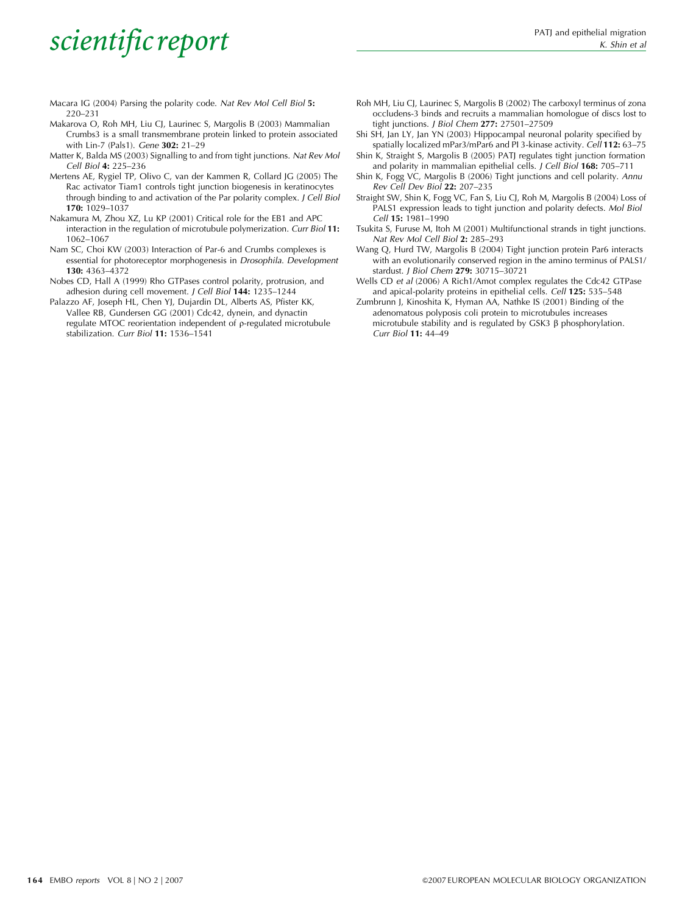Macara IG (2004) Parsing the polarity code. *Nat Rev Mol Cell Biol* **5:** 220–231

Makarova O, Roh MH, Liu CJ, Laurinec S, Margolis B (2003) Mammalian Crumbs3 is a small transmembrane protein linked to protein associated with Lin-7 (Pals1). *Gene* **302:** 21–29

Matter K, Balda MS (2003) Signalling to and from tight junctions. *Nat Rev Mol Cell Biol* **4:** 225–236

Mertens AE, Rygiel TP, Olivo C, van der Kammen R, Collard JG (2005) The Rac activator Tiam1 controls tight junction biogenesis in keratinocytes through binding to and activation of the Par polarity complex. *J Cell Biol* **170:** 1029–1037

Nakamura M, Zhou XZ, Lu KP (2001) Critical role for the EB1 and APC interaction in the regulation of microtubule polymerization. *Curr Biol* **11:** 1062–1067

Nam SC, Choi KW (2003) Interaction of Par-6 and Crumbs complexes is essential for photoreceptor morphogenesis in *Drosophila*. *Development* **130:** 4363–4372

Nobes CD, Hall A (1999) Rho GTPases control polarity, protrusion, and adhesion during cell movement. *J Cell Biol* **144:** 1235–1244

Palazzo AF, Joseph HL, Chen YJ, Dujardin DL, Alberts AS, Pfister KK, Vallee RB, Gundersen GG (2001) Cdc42, dynein, and dynactin regulate MTOC reorientation independent of ρ-regulated microtubule stabilization. *Curr Biol* **11:** 1536–1541

Roh MH, Liu CJ, Laurinec S, Margolis B (2002) The carboxyl terminus of zona occludens-3 binds and recruits a mammalian homologue of discs lost to tight junctions. *J Biol Chem* **277:** 27501–27509

Shi SH, Jan LY, Jan YN (2003) Hippocampal neuronal polarity specified by spatially localized mPar3/mPar6 and PI 3-kinase activity. *Cell* **112:** 63–75

Shin K, Straight S, Margolis B (2005) PATJ regulates tight junction formation and polarity in mammalian epithelial cells. *J Cell Biol* **168:** 705–711

Shin K, Fogg VC, Margolis B (2006) Tight junctions and cell polarity. *Annu Rev Cell Dev Biol* **22:** 207–235

Straight SW, Shin K, Fogg VC, Fan S, Liu CJ, Roh M, Margolis B (2004) Loss of PALS1 expression leads to tight junction and polarity defects. *Mol Biol Cell* **15:** 1981–1990

Tsukita S, Furuse M, Itoh M (2001) Multifunctional strands in tight junctions. *Nat Rev Mol Cell Biol* **2:** 285–293

Wang Q, Hurd TW, Margolis B (2004) Tight junction protein Par6 interacts with an evolutionarily conserved region in the amino terminus of PALS1/stardust. *J Biol Chem* **279:** 30715–30721

Wells CD *et al* (2006) A Rich1/Amot complex regulates the Cdc42 GTPase and apical-polarity proteins in epithelial cells. *Cell* **125:** 535–548

Zumbrunn J, Kinoshita K, Hyman AA, Nathke IS (2001) Binding of the adenomatous polyposis coli protein to microtubules increases microtubule stability and is regulated by GSK3 β phosphorylation. *Curr Biol* **11:** 44–49